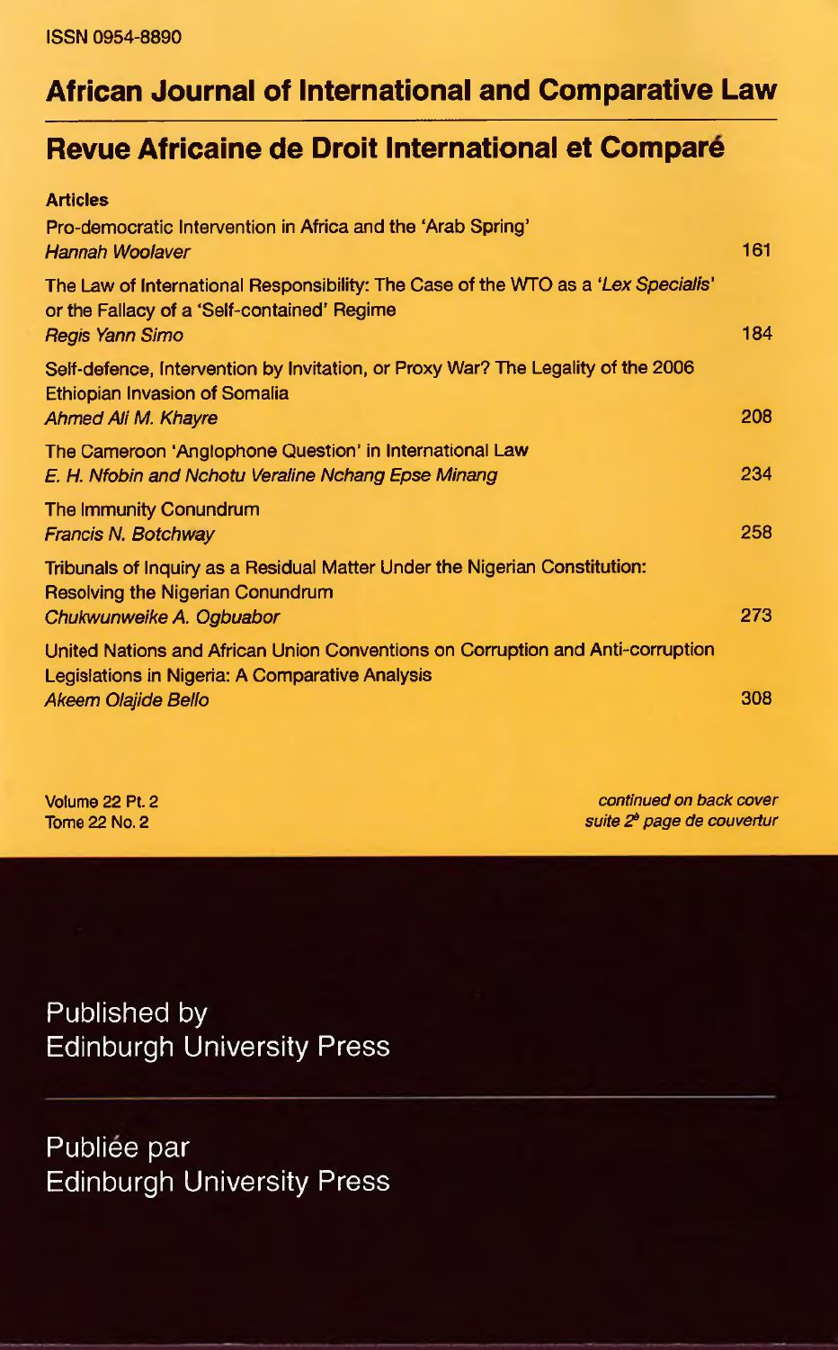ISSN 0954-8890

# African Journal of International and Comparative Law

# Revue Africaine de Droit International et Comparé

**Articles**

Pro-democratic Intervention in Africa and the 'Arab Spring'
*Hannah Woolaver* — 161

The Law of International Responsibility: The Case of the WTO as a '*Lex Specialis*' or the Fallacy of a 'Self-contained' Regime
*Regis Yann Simo* — 184

Self-defence, Intervention by Invitation, or Proxy War? The Legality of the 2006 Ethiopian Invasion of Somalia
*Ahmed Ali M. Khayre* — 208

The Cameroon 'Anglophone Question' in International Law
*E. H. Nfobin and Nchotu Veraline Nchang Epse Minang* — 234

The Immunity Conundrum
*Francis N. Botchway* — 258

Tribunals of Inquiry as a Residual Matter Under the Nigerian Constitution: Resolving the Nigerian Conundrum
*Chukwunweike A. Ogbuabor* — 273

United Nations and African Union Conventions on Corruption and Anti-corruption Legislations in Nigeria: A Comparative Analysis
*Akeem Olajide Bello* — 308

Volume 22 Pt. 2
Tome 22 No. 2

*continued on back cover*
*suite 2è page de couvertur*

Published by
Edinburgh University Press

Publiée par
Edinburgh University Press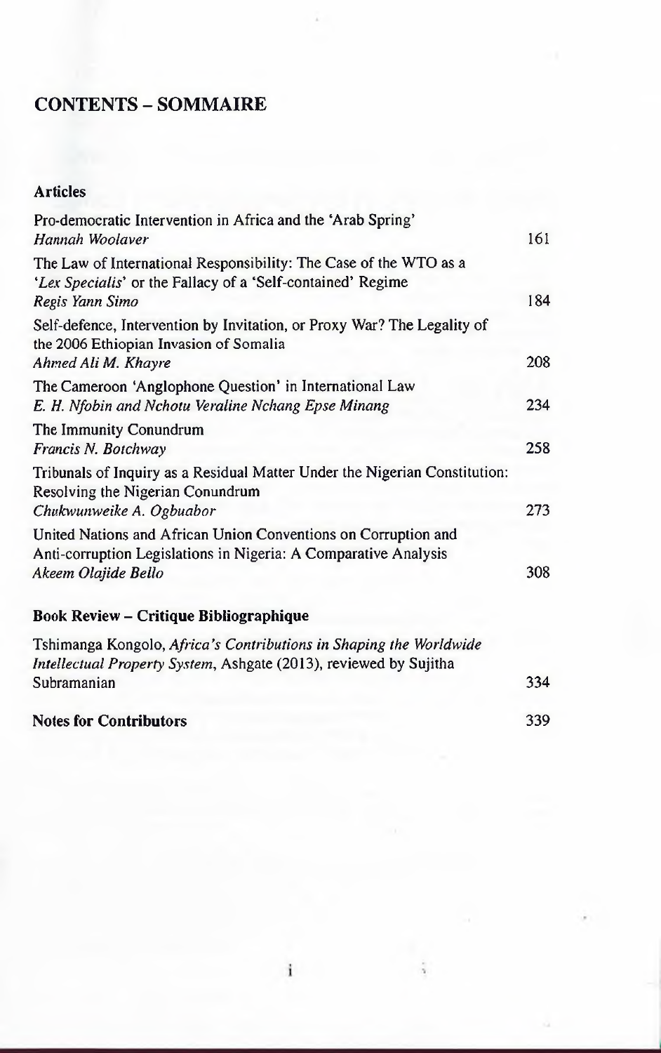# CONTENTS – SOMMAIRE

## Articles

Pro-democratic Intervention in Africa and the 'Arab Spring'
*Hannah Woolaver* — 161

The Law of International Responsibility: The Case of the WTO as a '*Lex Specialis*' or the Fallacy of a 'Self-contained' Regime
*Regis Yann Simo* — 184

Self-defence, Intervention by Invitation, or Proxy War? The Legality of the 2006 Ethiopian Invasion of Somalia
*Ahmed Ali M. Khayre* — 208

The Cameroon 'Anglophone Question' in International Law
*E. H. Nfobin and Nchotu Veraline Nchang Epse Minang* — 234

The Immunity Conundrum
*Francis N. Botchway* — 258

Tribunals of Inquiry as a Residual Matter Under the Nigerian Constitution: Resolving the Nigerian Conundrum
*Chukwunweike A. Ogbuabor* — 273

United Nations and African Union Conventions on Corruption and Anti-corruption Legislations in Nigeria: A Comparative Analysis
*Akeem Olajide Bello* — 308

## Book Review – Critique Bibliographique

Tshimanga Kongolo, *Africa's Contributions in Shaping the Worldwide Intellectual Property System*, Ashgate (2013), reviewed by Sujitha Subramanian — 334

**Notes for Contributors** — 339